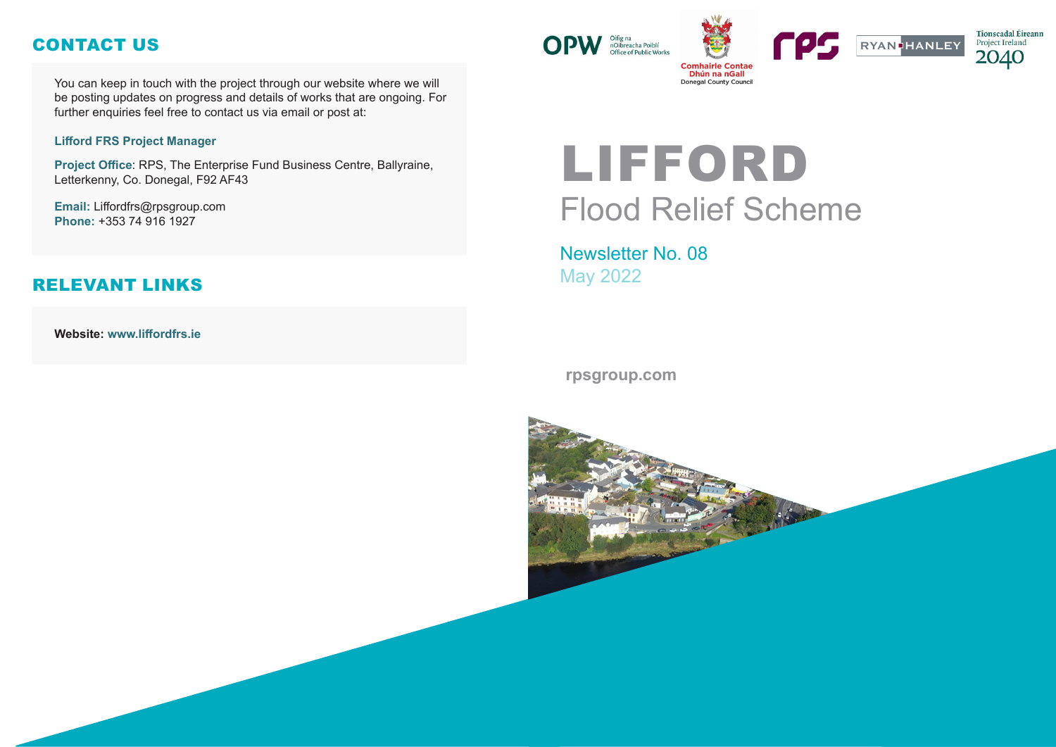## CONTACT US

You can keep in touch with the project through our website where we will be posting updates on progress and details of works that are ongoing. For further enquiries feel free to contact us via email or post at:

**Lifford FRS Project Manager**

**Project Office**: RPS, The Enterprise Fund Business Centre, Ballyraine, Letterkenny, Co. Donegal, F92 AF43

**Email:** Liffordfrs@rpsgroup.com
**Phone:** +353 74 916 1927

## RELEVANT LINKS

**Website: www.liffordfrs.ie**

OPW Oifig na nOibreacha Poiblí Office of Public Works

Comhairle Contae Dhún na nGall Donegal County Council

rps

RYAN HANLEY

Tionscadal Éireann Project Ireland 2040

# LIFFORD
## Flood Relief Scheme

Newsletter No. 08
May 2022

**rpsgroup.com**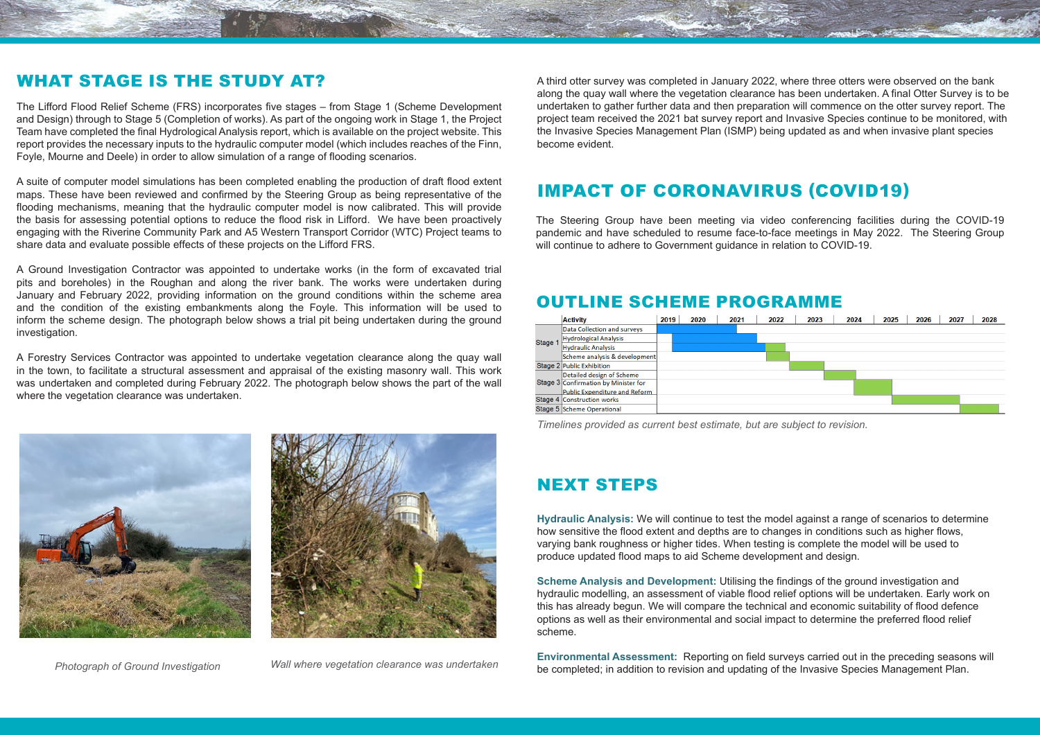## WHAT STAGE IS THE STUDY AT?

The Lifford Flood Relief Scheme (FRS) incorporates five stages – from Stage 1 (Scheme Development and Design) through to Stage 5 (Completion of works). As part of the ongoing work in Stage 1, the Project Team have completed the final Hydrological Analysis report, which is available on the project website. This report provides the necessary inputs to the hydraulic computer model (which includes reaches of the Finn, Foyle, Mourne and Deele) in order to allow simulation of a range of flooding scenarios.

A suite of computer model simulations has been completed enabling the production of draft flood extent maps. These have been reviewed and confirmed by the Steering Group as being representative of the flooding mechanisms, meaning that the hydraulic computer model is now calibrated. This will provide the basis for assessing potential options to reduce the flood risk in Lifford. We have been proactively engaging with the Riverine Community Park and A5 Western Transport Corridor (WTC) Project teams to share data and evaluate possible effects of these projects on the Lifford FRS.

A Ground Investigation Contractor was appointed to undertake works (in the form of excavated trial pits and boreholes) in the Roughan and along the river bank. The works were undertaken during January and February 2022, providing information on the ground conditions within the scheme area and the condition of the existing embankments along the Foyle. This information will be used to inform the scheme design. The photograph below shows a trial pit being undertaken during the ground investigation.

A Forestry Services Contractor was appointed to undertake vegetation clearance along the quay wall in the town, to facilitate a structural assessment and appraisal of the existing masonry wall. This work was undertaken and completed during February 2022. The photograph below shows the part of the wall where the vegetation clearance was undertaken.

*Photograph of Ground Investigation*

*Wall where vegetation clearance was undertaken*

A third otter survey was completed in January 2022, where three otters were observed on the bank along the quay wall where the vegetation clearance has been undertaken. A final Otter Survey is to be undertaken to gather further data and then preparation will commence on the otter survey report. The project team received the 2021 bat survey report and Invasive Species continue to be monitored, with the Invasive Species Management Plan (ISMP) being updated as and when invasive plant species become evident.

## IMPACT OF CORONAVIRUS (COVID19)

The Steering Group have been meeting via video conferencing facilities during the COVID-19 pandemic and have scheduled to resume face-to-face meetings in May 2022. The Steering Group will continue to adhere to Government guidance in relation to COVID-19.

## OUTLINE SCHEME PROGRAMME

Activity
2019 2020 2021 2022 2023 2024 2025 2026 2027 2028

Stage 1
Data Collection and surveys
Hydrological Analysis
Hydraulic Analysis
Scheme analysis & development

Stage 2
Public Exhibition

Stage 3
Detailed design of Scheme
Confirmation by Minister for Public Expenditure and Reform

Stage 4
Construction works

Stage 5
Scheme Operational

*Timelines provided as current best estimate, but are subject to revision.*

## NEXT STEPS

**Hydraulic Analysis:** We will continue to test the model against a range of scenarios to determine how sensitive the flood extent and depths are to changes in conditions such as higher flows, varying bank roughness or higher tides. When testing is complete the model will be used to produce updated flood maps to aid Scheme development and design.

**Scheme Analysis and Development:** Utilising the findings of the ground investigation and hydraulic modelling, an assessment of viable flood relief options will be undertaken. Early work on this has already begun. We will compare the technical and economic suitability of flood defence options as well as their environmental and social impact to determine the preferred flood relief scheme.

**Environmental Assessment:** Reporting on field surveys carried out in the preceding seasons will be completed; in addition to revision and updating of the Invasive Species Management Plan.